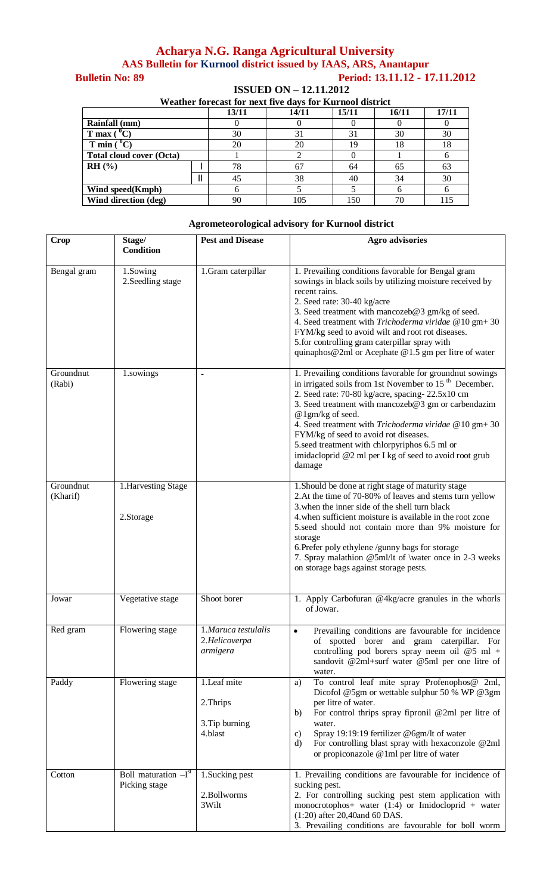# Acharya N.G. Ranga Agricultural University

## AAS Bulletin for Kurnool district issued by IAAS, ARS, Anantapur

**Bulletin No: 89** **Period: 13.11.12 - 17.11.2012**

**ISSUED ON – 12.11.2012**

**Weather forecast for next five days for Kurnool district**

| | | 13/11 | 14/11 | 15/11 | 16/11 | 17/11 |
|---|---|---|---|---|---|---|
| **Rainfall (mm)** | | 0 | 0 | 0 | 0 | 0 |
| **T max ($^0$C)** | | 30 | 31 | 31 | 30 | 30 |
| **T min ($^0$C)** | | 20 | 20 | 19 | 18 | 18 |
| **Total cloud cover (Octa)** | | 1 | 2 | 0 | 1 | 6 |
| **RH (%)** | I | 78 | 67 | 64 | 65 | 63 |
| | II | 45 | 38 | 40 | 34 | 30 |
| **Wind speed(Kmph)** | | 6 | 5 | 5 | 6 | 6 |
| **Wind direction (deg)** | | 90 | 105 | 150 | 70 | 115 |

### Agrometeorological advisory for Kurnool district

| Crop | Stage/ Condition | Pest and Disease | Agro advisories |
|---|---|---|---|
| Bengal gram | 1.Sowing<br>2.Seedling stage | 1.Gram caterpillar | 1. Prevailing conditions favorable for Bengal gram sowings in black soils by utilizing moisture received by recent rains.<br>2. Seed rate: 30-40 kg/acre<br>3. Seed treatment with mancozeb@3 gm/kg of seed.<br>4. Seed treatment with *Trichoderma viridae* @10 gm+ 30 FYM/kg seed to avoid wilt and root rot diseases.<br>5.for controlling gram caterpillar spray with quinaphos@2ml or Acephate @1.5 gm per litre of water |
| Groundnut (Rabi) | 1.sowings | - | 1. Prevailing conditions favorable for groundnut sowings in irrigated soils from 1st November to 15 $^{th}$ December.<br>2. Seed rate: 70-80 kg/acre, spacing- 22.5x10 cm<br>3. Seed treatment with mancozeb@3 gm or carbendazim @1gm/kg of seed.<br>4. Seed treatment with *Trichoderma viridae* @10 gm+ 30 FYM/kg of seed to avoid rot diseases.<br>5.seed treatment with chlorpyriphos 6.5 ml or imidacloprid @2 ml per I kg of seed to avoid root grub damage |
| Groundnut (Kharif) | 1.Harvesting Stage<br><br>2.Storage | | 1.Should be done at right stage of maturity stage<br>2.At the time of 70-80% of leaves and stems turn yellow<br>3.when the inner side of the shell turn black<br>4.when sufficient moisture is available in the root zone<br>5.seed should not contain more than 9% moisture for storage<br>6.Prefer poly ethylene /gunny bags for storage<br>7. Spray malathion @5ml/lt of \water once in 2-3 weeks on storage bags against storage pests. |
| Jowar | Vegetative stage | Shoot borer | 1. Apply Carbofuran @4kg/acre granules in the whorls of Jowar. |
| Red gram | Flowering stage | 1.*Maruca testulalis*<br>2.*Helicoverpa armigera* | • Prevailing conditions are favourable for incidence of spotted borer and gram caterpillar. For controlling pod borers spray neem oil @5 ml + sandovit @2ml+surf water @5ml per one litre of water. |
| Paddy | Flowering stage | 1.Leaf mite<br><br>2.Thrips<br><br>3.Tip burning<br>4.blast | a) To control leaf mite spray Profenophos@ 2ml, Dicofol @5gm or wettable sulphur 50 % WP @3gm per litre of water.<br>b) For control thrips spray fipronil @2ml per litre of water.<br>c) Spray 19:19:19 fertilizer @6gm/lt of water<br>d) For controlling blast spray with hexaconzole @2ml or propiconazole @1ml per litre of water |
| Cotton | Boll maturation –I$^{st}$ Picking stage | 1.Sucking pest<br><br>2.Bollworms<br>3Wilt | 1. Prevailing conditions are favourable for incidence of sucking pest.<br>2. For controlling sucking pest stem application with monocrotophos+ water (1:4) or Imidocloprid + water (1:20) after 20,40and 60 DAS.<br>3. Prevailing conditions are favourable for boll worm |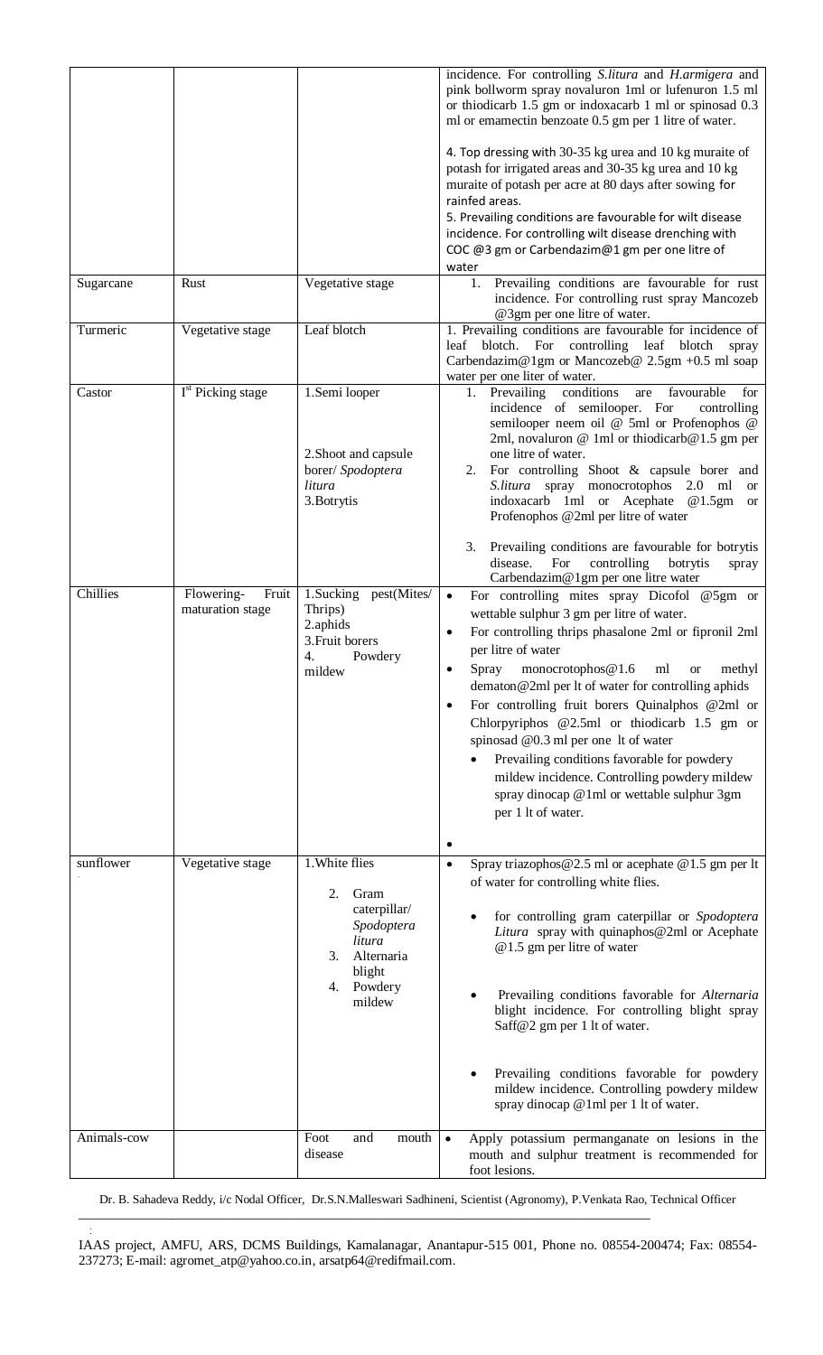| | | | |
|---|---|---|---|
| | | | incidence. For controlling *S.litura* and *H.armigera* and pink bollworm spray novaluron 1ml or lufenuron 1.5 ml or thiodicarb 1.5 gm or indoxacarb 1 ml or spinosad 0.3 ml or emamectin benzoate 0.5 gm per 1 litre of water.<br><br>4. Top dressing with 30-35 kg urea and 10 kg muraite of potash for irrigated areas and 30-35 kg urea and 10 kg muraite of potash per acre at 80 days after sowing for rainfed areas.<br>5. Prevailing conditions are favourable for wilt disease incidence. For controlling wilt disease drenching with COC @3 gm or Carbendazim@1 gm per one litre of water |
| Sugarcane | Rust | Vegetative stage | 1. Prevailing conditions are favourable for rust incidence. For controlling rust spray Mancozeb @3gm per one litre of water. |
| Turmeric | Vegetative stage | Leaf blotch | 1. Prevailing conditions are favourable for incidence of leaf blotch. For controlling leaf blotch spray Carbendazim@1gm or Mancozeb@ 2.5gm +0.5 ml soap water per one liter of water. |
| Castor | I[st] Picking stage | 1.Semi looper<br><br>2.Shoot and capsule borer/ *Spodoptera litura*<br>3.Botrytis | 1. Prevailing conditions are favourable for incidence of semilooper. For controlling semilooper neem oil @ 5ml or Profenophos @ 2ml, novaluron @ 1ml or thiodicarb@1.5 gm per one litre of water.<br>2. For controlling Shoot & capsule borer and *S.litura* spray monocrotophos 2.0 ml or indoxacarb 1ml or Acephate @1.5gm or Profenophos @2ml per litre of water<br><br>3. Prevailing conditions are favourable for botrytis disease. For controlling botrytis spray Carbendazim@1gm per one litre water |
| Chillies | Flowering- Fruit maturation stage | 1.Sucking pest(Mites/ Thrips)<br>2.aphids<br>3.Fruit borers<br>4. Powdery mildew | • For controlling mites spray Dicofol @5gm or wettable sulphur 3 gm per litre of water.<br>• For controlling thrips phasalone 2ml or fipronil 2ml per litre of water<br>• Spray monocrotophos@1.6 ml or methyl dematon@2ml per lt of water for controlling aphids<br>• For controlling fruit borers Quinalphos @2ml or Chlorpyriphos @2.5ml or thiodicarb 1.5 gm or spinosad @0.3 ml per one lt of water<br>• Prevailing conditions favorable for powdery mildew incidence. Controlling powdery mildew spray dinocap @1ml or wettable sulphur 3gm per 1 lt of water.<br>• |
| sunflower | Vegetative stage | 1.White flies<br>2. Gram caterpillar/ *Spodoptera litura*<br>3. Alternaria blight<br>4. Powdery mildew | • Spray triazophos@2.5 ml or acephate @1.5 gm per lt of water for controlling white flies.<br>• for controlling gram caterpillar or *Spodoptera Litura* spray with quinaphos@2ml or Acephate @1.5 gm per litre of water<br>• Prevailing conditions favorable for *Alternaria* blight incidence. For controlling blight spray Saff@2 gm per 1 lt of water.<br>• Prevailing conditions favorable for powdery mildew incidence. Controlling powdery mildew spray dinocap @1ml per 1 lt of water. |
| Animals-cow | | Foot and mouth disease | • Apply potassium permanganate on lesions in the mouth and sulphur treatment is recommended for foot lesions. |

Dr. B. Sahadeva Reddy, i/c Nodal Officer, Dr.S.N.Malleswari Sadhineni, Scientist (Agronomy), P.Venkata Rao, Technical Officer

IAAS project, AMFU, ARS, DCMS Buildings, Kamalanagar, Anantapur-515 001, Phone no. 08554-200474; Fax: 08554-237273; E-mail: agromet_atp@yahoo.co.in, arsatp64@redifmail.com.